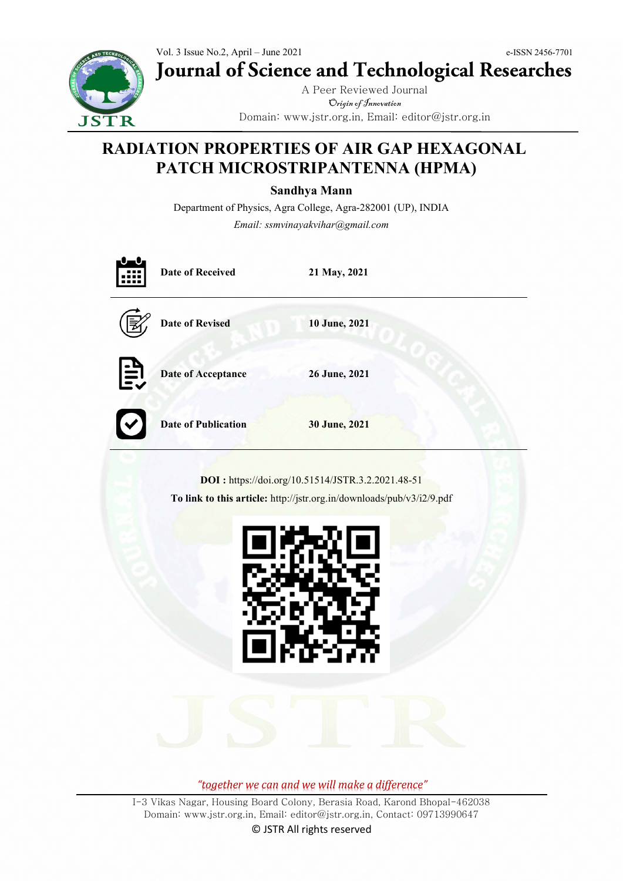Vol. 3 Issue No.2, April – June 2021

e-ISSN 2456-7701

# Journal of Science and Technological Researches

A Peer Reviewed Journal

*Origin of Innovation*

Domain: www.jstr.org.in, Email: editor@jstr.org.in

# RADIATION PROPERTIES OF AIR GAP HEXAGONAL PATCH MICROSTRIPANTENNA (HPMA)

**Sandhya Mann**

Department of Physics, Agra College, Agra-282001 (UP), INDIA

*Email: ssmvinayakvihar@gmail.com*

| | |
|---|---|
| **Date of Received** | **21 May, 2021** |
| **Date of Revised** | **10 June, 2021** |
| **Date of Acceptance** | **26 June, 2021** |
| **Date of Publication** | **30 June, 2021** |

**DOI :** https://doi.org/10.51514/JSTR.3.2.2021.48-51

**To link to this article:** http://jstr.org.in/downloads/pub/v3/i2/9.pdf

*"together we can and we will make a difference"*

I-3 Vikas Nagar, Housing Board Colony, Berasia Road, Karond Bhopal-462038

Domain: www.jstr.org.in, Email: editor@jstr.org.in, Contact: 09713990647

© JSTR All rights reserved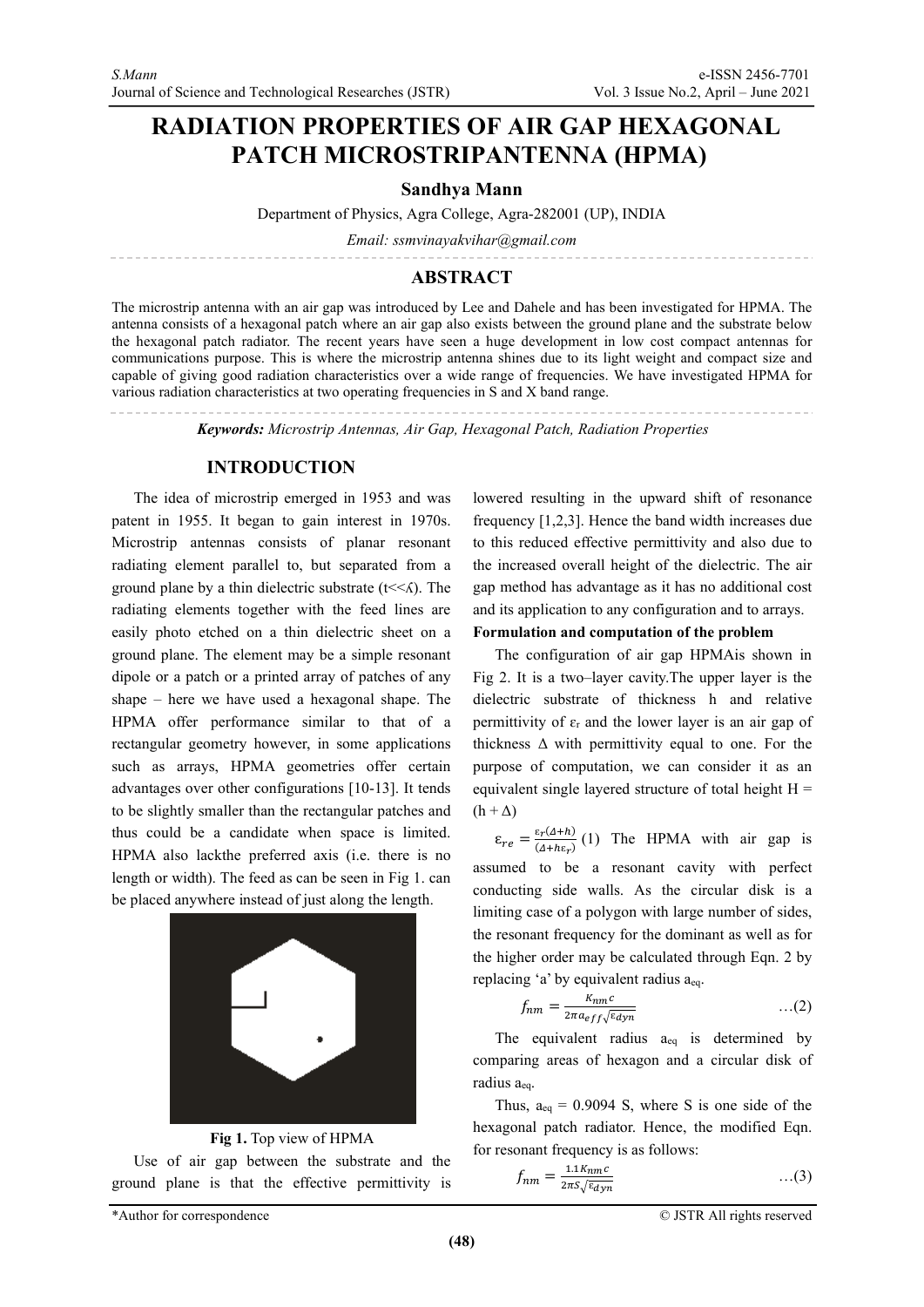# RADIATION PROPERTIES OF AIR GAP HEXAGONAL PATCH MICROSTRIPANTENNA (HPMA)

**Sandhya Mann**

Department of Physics, Agra College, Agra-282001 (UP), INDIA

*Email: ssmvinayakvihar@gmail.com*

## ABSTRACT

The microstrip antenna with an air gap was introduced by Lee and Dahele and has been investigated for HPMA. The antenna consists of a hexagonal patch where an air gap also exists between the ground plane and the substrate below the hexagonal patch radiator. The recent years have seen a huge development in low cost compact antennas for communications purpose. This is where the microstrip antenna shines due to its light weight and compact size and capable of giving good radiation characteristics over a wide range of frequencies. We have investigated HPMA for various radiation characteristics at two operating frequencies in S and X band range.

***Keywords:*** *Microstrip Antennas, Air Gap, Hexagonal Patch, Radiation Properties*

## INTRODUCTION

The idea of microstrip emerged in 1953 and was patent in 1955. It began to gain interest in 1970s. Microstrip antennas consists of planar resonant radiating element parallel to, but separated from a ground plane by a thin dielectric substrate (t<<ʎ). The radiating elements together with the feed lines are easily photo etched on a thin dielectric sheet on a ground plane. The element may be a simple resonant dipole or a patch or a printed array of patches of any shape – here we have used a hexagonal shape. The HPMA offer performance similar to that of a rectangular geometry however, in some applications such as arrays, HPMA geometries offer certain advantages over other configurations [10-13]. It tends to be slightly smaller than the rectangular patches and thus could be a candidate when space is limited. HPMA also lackthe preferred axis (i.e. there is no length or width). The feed as can be seen in Fig 1. can be placed anywhere instead of just along the length.

**Fig 1.** Top view of HPMA

Use of air gap between the substrate and the ground plane is that the effective permittivity is lowered resulting in the upward shift of resonance frequency [1,2,3]. Hence the band width increases due to this reduced effective permittivity and also due to the increased overall height of the dielectric. The air gap method has advantage as it has no additional cost and its application to any configuration and to arrays.

**Formulation and computation of the problem**

The configuration of air gap HPMAis shown in Fig 2. It is a two–layer cavity.The upper layer is the dielectric substrate of thickness h and relative permittivity of $\varepsilon_r$ and the lower layer is an air gap of thickness $\Delta$ with permittivity equal to one. For the purpose of computation, we can consider it as an equivalent single layered structure of total height $H = (h + \Delta)$

$$\varepsilon_{re} = \frac{\varepsilon_r(\Delta+h)}{(\Delta+h\varepsilon_r)} \quad (1)$$

The HPMA with air gap is assumed to be a resonant cavity with perfect conducting side walls. As the circular disk is a limiting case of a polygon with large number of sides, the resonant frequency for the dominant as well as for the higher order may be calculated through Eqn. 2 by replacing 'a' by equivalent radius $a_{eq}$.

$$f_{nm} = \frac{K_{nm}c}{2\pi a_{eff}\sqrt{\varepsilon_{dyn}}} \quad \ldots(2)$$

The equivalent radius $a_{eq}$ is determined by comparing areas of hexagon and a circular disk of radius $a_{eq}$.

Thus, $a_{eq} = 0.9094\ S$, where S is one side of the hexagonal patch radiator. Hence, the modified Eqn. for resonant frequency is as follows:

$$f_{nm} = \frac{1.1K_{nm}c}{2\pi S\sqrt{\varepsilon_{dyn}}} \quad \ldots(3)$$

*Author for correspondence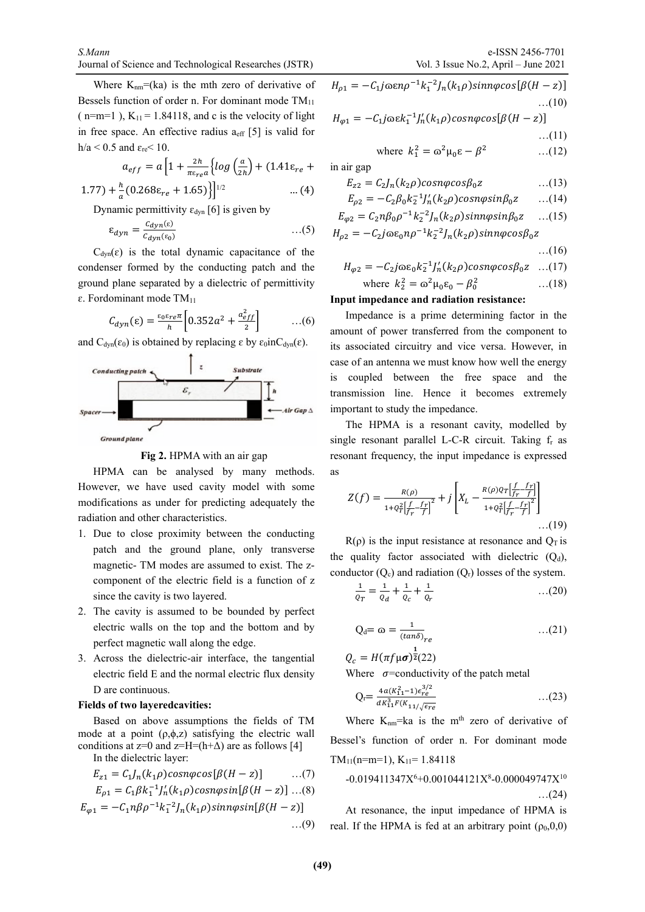Where $K_{nm}$=(ka) is the mth zero of derivative of Bessels function of order n. For dominant mode $TM_{11}$ ( n=m=1 ), $K_{11}$ = 1.84118, and c is the velocity of light in free space. An effective radius $a_{eff}$ [5] is valid for h/a < 0.5 and $\varepsilon_{re}$< 10.

$$a_{eff} = a\left[1 + \frac{2h}{\pi\varepsilon_{re}a}\left\{log\left(\frac{a}{2h}\right) + (1.41\varepsilon_{re} + 1.77) + \frac{h}{a}(0.268\varepsilon_{re} + 1.65)\right\}\right]^{1/2} \quad ... (4)$$

Dynamic permittivity $\varepsilon_{dyn}$ [6] is given by

$$\varepsilon_{dyn} = \frac{C_{dyn}(\varepsilon)}{C_{dyn}(\varepsilon_0)} \quad ...(5)$$

$C_{dyn}(\varepsilon)$ is the total dynamic capacitance of the condenser formed by the conducting patch and the ground plane separated by a dielectric of permittivity ε. Fordominant mode $TM_{11}$

$$C_{dyn}(\varepsilon) = \frac{\varepsilon_0\varepsilon_{re}\pi}{h}\left[0.352a^2 + \frac{a_{eff}^2}{2}\right] \quad ...(6)$$

and $C_{dyn}(\varepsilon_0)$ is obtained by replacing ε by $\varepsilon_0$in$C_{dyn}(\varepsilon)$.

**Fig 2.** HPMA with an air gap

HPMA can be analysed by many methods. However, we have used cavity model with some modifications as under for predicting adequately the radiation and other characteristics.

1. Due to close proximity between the conducting patch and the ground plane, only transverse magnetic- TM modes are assumed to exist. The z-component of the electric field is a function of z since the cavity is two layered.
2. The cavity is assumed to be bounded by perfect electric walls on the top and the bottom and by perfect magnetic wall along the edge.
3. Across the dielectric-air interface, the tangential electric field E and the normal electric flux density D are continuous.

**Fields of two layeredcavities:**

Based on above assumptions the fields of TM mode at a point (ρ,ϕ,z) satisfying the electric wall conditions at z=0 and z=H=(h+Δ) are as follows [4]

In the dielectric layer:

$$E_{z1} = C_1 J_n(k_1\rho)cosn\varphi cos[\beta(H - z)] \quad ...(7)$$

$$E_{\rho1} = C_1\beta k_1^{-1}J_n'(k_1\rho)cosn\varphi sin[\beta(H - z)] \quad ...(8)$$

$$E_{\varphi1} = -C_1 n\beta\rho^{-1}k_1^{-2}J_n(k_1\rho)sinn\varphi sin[\beta(H - z)] \quad ...(9)$$

$$H_{\rho1} = -C_1 j\omega\varepsilon n\rho^{-1}k_1^{-2}J_n(k_1\rho)sinn\varphi cos[\beta(H - z)] \quad ...(10)$$

$$H_{\varphi1} = -C_1 j\omega\varepsilon k_1^{-1}J_n'(k_1\rho)cosn\varphi cos[\beta(H - z)] \quad ...(11)$$

$$\text{where } k_1^2 = \omega^2\mu_0\varepsilon - \beta^2 \quad ...(12)$$

in air gap

$$E_{z2} = C_2 J_n(k_2\rho)cosn\varphi cos\beta_0 z \quad ...(13)$$

$$E_{\rho2} = -C_2\beta_0 k_2^{-1}J_n'(k_2\rho)cosn\varphi sin\beta_0 z \quad ...(14)$$

$$E_{\varphi2} = C_2 n\beta_0\rho^{-1}k_2^{-2}J_n(k_2\rho)sinn\varphi sin\beta_0 z \quad ...(15)$$

$$H_{\rho2} = -C_2 j\omega\varepsilon_0 n\rho^{-1}k_2^{-2}J_n(k_2\rho)sinn\varphi cos\beta_0 z \quad ...(16)$$

$$H_{\varphi2} = -C_2 j\omega\varepsilon_0 k_2^{-1}J_n'(k_2\rho)cosn\varphi cos\beta_0 z \quad ...(17)$$

$$\text{where } k_2^2 = \omega^2\mu_0\varepsilon_0 - \beta_0^2 \quad ...(18)$$

**Input impedance and radiation resistance:**

Impedance is a prime determining factor in the amount of power transferred from the component to its associated circuitry and vice versa. However, in case of an antenna we must know how well the energy is coupled between the free space and the transmission line. Hence it becomes extremely important to study the impedance.

The HPMA is a resonant cavity, modelled by single resonant parallel L-C-R circuit. Taking $f_r$ as resonant frequency, the input impedance is expressed as

$$Z(f) = \frac{R(\rho)}{1+Q_T^2\left[\frac{f}{f_r}-\frac{f_r}{f}\right]^2} + j\left[X_L - \frac{R(\rho)Q_T\left[\frac{f}{f_r}-\frac{f_r}{f}\right]}{1+Q_T^2\left[\frac{f}{f_r}-\frac{f_r}{f}\right]^2}\right] \quad ...(19)$$

R(ρ) is the input resistance at resonance and $Q_T$ is the quality factor associated with dielectric ($Q_d$), conductor ($Q_c$) and radiation ($Q_r$) losses of the system.

$$\frac{1}{Q_T} = \frac{1}{Q_d} + \frac{1}{Q_c} + \frac{1}{Q_r} \quad ...(20)$$

$$Q_d = \omega = \frac{1}{(tan\delta)_{re}} \quad ...(21)$$

$$Q_c = H(\pi f\mu\sigma)^{\frac{1}{2}} (22)$$

Where σ=conductivity of the patch metal

$$Q_r = \frac{4a(K_{11}^2-1)\varepsilon_{re}^{3/2}}{dK_{11}^3 F(K_{11}/\sqrt{\varepsilon_{re}}} \quad ...(23)$$

Where $K_{nm}$=ka is the m[th] zero of derivative of Bessel's function of order n. For dominant mode $TM_{11}$(n=m=1), $K_{11}$= 1.84118

$$-0.019411347X^6+0.001044121X^8-0.000049747X^{10} \quad ...(24)$$

At resonance, the input impedance of HPMA is real. If the HPMA is fed at an arbitrary point ($\rho_0$,0,0)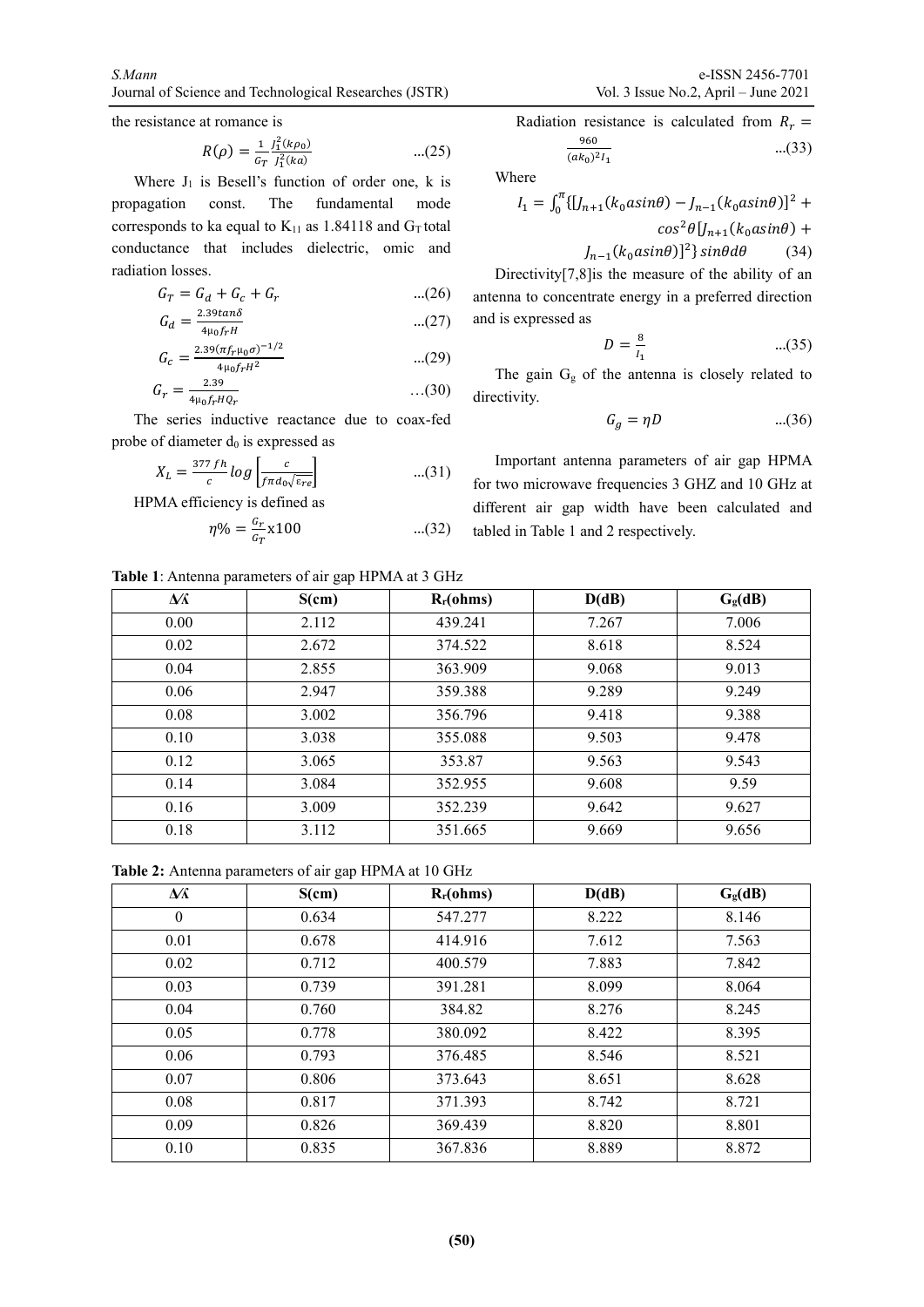the resistance at romance is

$$R(\rho) = \frac{1}{G_T}\frac{J_1^2(k\rho_0)}{J_1^2(ka)} \quad ...(25)$$

Where $J_1$ is Besell's function of order one, k is propagation const. The fundamental mode corresponds to ka equal to $K_{11}$ as 1.84118 and $G_T$ total conductance that includes dielectric, omic and radiation losses.

$$G_T = G_d + G_c + G_r \quad ...(26)$$

$$G_d = \frac{2.39 tan\delta}{4\mu_0 f_r H} \quad ...(27)$$

$$G_c = \frac{2.39(\pi f_r \mu_0 \sigma)^{-1/2}}{4\mu_0 f_r H^2} \quad ...(29)$$

$$G_r = \frac{2.39}{4\mu_0 f_r H Q_r} \quad ...(30)$$

The series inductive reactance due to coax-fed probe of diameter $d_0$ is expressed as

$$X_L = \frac{377 fh}{c} log\left[\frac{c}{f\pi d_0\sqrt{\varepsilon_{re}}}\right] \quad ...(31)$$

HPMA efficiency is defined as

$$\eta\% = \frac{G_r}{G_T} x100 \quad ...(32)$$

Radiation resistance is calculated from $R_r = \frac{960}{(ak_0)^2 I_1}$ ...(33)

Where

$$I_1 = \int_0^{\pi}\{[J_{n+1}(k_0 asin\theta) - J_{n-1}(k_0 asin\theta)]^2 + cos^2\theta[J_{n+1}(k_0 asin\theta) + J_{n-1}(k_0 asin\theta)]^2\} sin\theta d\theta \quad (34)$$

Directivity[7,8]is the measure of the ability of an antenna to concentrate energy in a preferred direction and is expressed as

$$D = \frac{8}{I_1} \quad ...(35)$$

The gain $G_g$ of the antenna is closely related to directivity.

$$G_g = \eta D \quad ...(36)$$

Important antenna parameters of air gap HPMA for two microwave frequencies 3 GHZ and 10 GHz at different air gap width have been calculated and tabled in Table 1 and 2 respectively.

**Table 1**: Antenna parameters of air gap HPMA at 3 GHz

| Δ/λ | S(cm) | $R_r$(ohms) | D(dB) | $G_g$(dB) |
|---|---|---|---|---|
| 0.00 | 2.112 | 439.241 | 7.267 | 7.006 |
| 0.02 | 2.672 | 374.522 | 8.618 | 8.524 |
| 0.04 | 2.855 | 363.909 | 9.068 | 9.013 |
| 0.06 | 2.947 | 359.388 | 9.289 | 9.249 |
| 0.08 | 3.002 | 356.796 | 9.418 | 9.388 |
| 0.10 | 3.038 | 355.088 | 9.503 | 9.478 |
| 0.12 | 3.065 | 353.87 | 9.563 | 9.543 |
| 0.14 | 3.084 | 352.955 | 9.608 | 9.59 |
| 0.16 | 3.009 | 352.239 | 9.642 | 9.627 |
| 0.18 | 3.112 | 351.665 | 9.669 | 9.656 |

**Table 2:** Antenna parameters of air gap HPMA at 10 GHz

| Δ/λ | S(cm) | $R_r$(ohms) | D(dB) | $G_g$(dB) |
|---|---|---|---|---|
| 0 | 0.634 | 547.277 | 8.222 | 8.146 |
| 0.01 | 0.678 | 414.916 | 7.612 | 7.563 |
| 0.02 | 0.712 | 400.579 | 7.883 | 7.842 |
| 0.03 | 0.739 | 391.281 | 8.099 | 8.064 |
| 0.04 | 0.760 | 384.82 | 8.276 | 8.245 |
| 0.05 | 0.778 | 380.092 | 8.422 | 8.395 |
| 0.06 | 0.793 | 376.485 | 8.546 | 8.521 |
| 0.07 | 0.806 | 373.643 | 8.651 | 8.628 |
| 0.08 | 0.817 | 371.393 | 8.742 | 8.721 |
| 0.09 | 0.826 | 369.439 | 8.820 | 8.801 |
| 0.10 | 0.835 | 367.836 | 8.889 | 8.872 |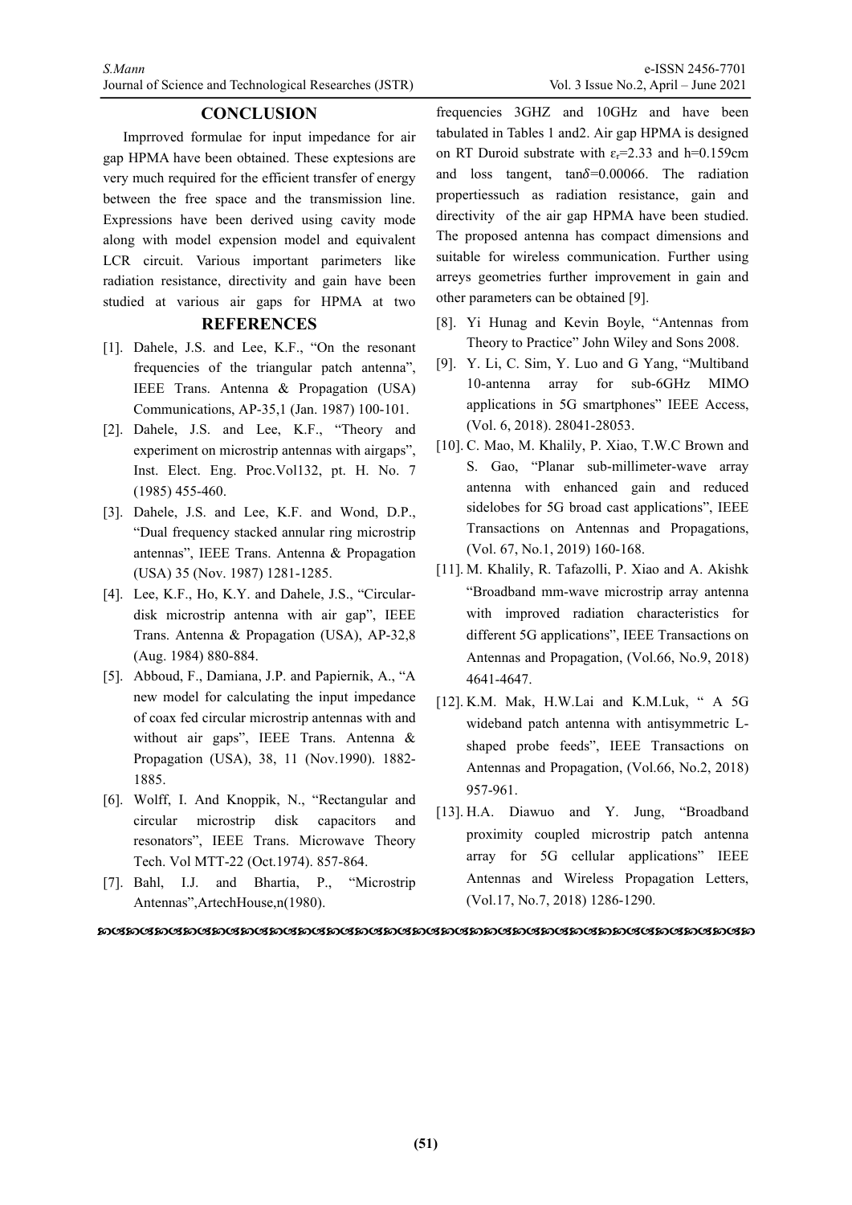## CONCLUSION

Imprroved formulae for input impedance for air gap HPMA have been obtained. These exptesions are very much required for the efficient transfer of energy between the free space and the transmission line. Expressions have been derived using cavity mode along with model expension model and equivalent LCR circuit. Various important parimeters like radiation resistance, directivity and gain have been studied at various air gaps for HPMA at two frequencies 3GHZ and 10GHz and have been tabulated in Tables 1 and2. Air gap HPMA is designed on RT Duroid substrate with $\varepsilon_r$=2.33 and h=0.159cm and loss tangent, $\tan\delta$=0.00066. The radiation propertiessuch as radiation resistance, gain and directivity of the air gap HPMA have been studied. The proposed antenna has compact dimensions and suitable for wireless communication. Further using arreys geometries further improvement in gain and other parameters can be obtained [9].

## REFERENCES

[1]. Dahele, J.S. and Lee, K.F., "On the resonant frequencies of the triangular patch antenna", IEEE Trans. Antenna & Propagation (USA) Communications, AP-35,1 (Jan. 1987) 100-101.

[2]. Dahele, J.S. and Lee, K.F., "Theory and experiment on microstrip antennas with airgaps", Inst. Elect. Eng. Proc.Vol132, pt. H. No. 7 (1985) 455-460.

[3]. Dahele, J.S. and Lee, K.F. and Wond, D.P., "Dual frequency stacked annular ring microstrip antennas", IEEE Trans. Antenna & Propagation (USA) 35 (Nov. 1987) 1281-1285.

[4]. Lee, K.F., Ho, K.Y. and Dahele, J.S., "Circular-disk microstrip antenna with air gap", IEEE Trans. Antenna & Propagation (USA), AP-32,8 (Aug. 1984) 880-884.

[5]. Abboud, F., Damiana, J.P. and Papiernik, A., "A new model for calculating the input impedance of coax fed circular microstrip antennas with and without air gaps", IEEE Trans. Antenna & Propagation (USA), 38, 11 (Nov.1990). 1882-1885.

[6]. Wolff, I. And Knoppik, N., "Rectangular and circular microstrip disk capacitors and resonators", IEEE Trans. Microwave Theory Tech. Vol MTT-22 (Oct.1974). 857-864.

[7]. Bahl, I.J. and Bhartia, P., "Microstrip Antennas",ArtechHouse,n(1980).

[8]. Yi Hunag and Kevin Boyle, "Antennas from Theory to Practice" John Wiley and Sons 2008.

[9]. Y. Li, C. Sim, Y. Luo and G Yang, "Multiband 10-antenna array for sub-6GHz MIMO applications in 5G smartphones" IEEE Access, (Vol. 6, 2018). 28041-28053.

[10]. C. Mao, M. Khalily, P. Xiao, T.W.C Brown and S. Gao, "Planar sub-millimeter-wave array antenna with enhanced gain and reduced sidelobes for 5G broad cast applications", IEEE Transactions on Antennas and Propagations, (Vol. 67, No.1, 2019) 160-168.

[11]. M. Khalily, R. Tafazolli, P. Xiao and A. Akishk "Broadband mm-wave microstrip array antenna with improved radiation characteristics for different 5G applications", IEEE Transactions on Antennas and Propagation, (Vol.66, No.9, 2018) 4641-4647.

[12]. K.M. Mak, H.W.Lai and K.M.Luk, " A 5G wideband patch antenna with antisymmetric L-shaped probe feeds", IEEE Transactions on Antennas and Propagation, (Vol.66, No.2, 2018) 957-961.

[13]. H.A. Diawuo and Y. Jung, "Broadband proximity coupled microstrip patch antenna array for 5G cellular applications" IEEE Antennas and Wireless Propagation Letters, (Vol.17, No.7, 2018) 1286-1290.